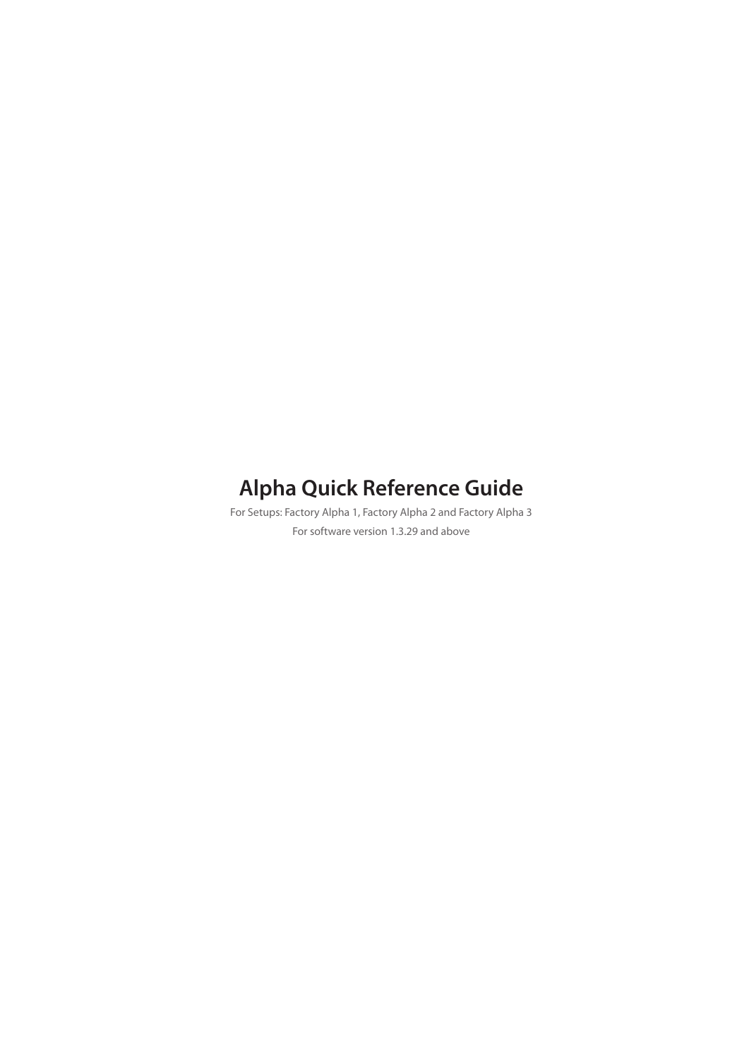# Alpha Quick Reference Guide

For Setups: Factory Alpha 1, Factory Alpha 2 and Factory Alpha 3

For software version 1.3.29 and above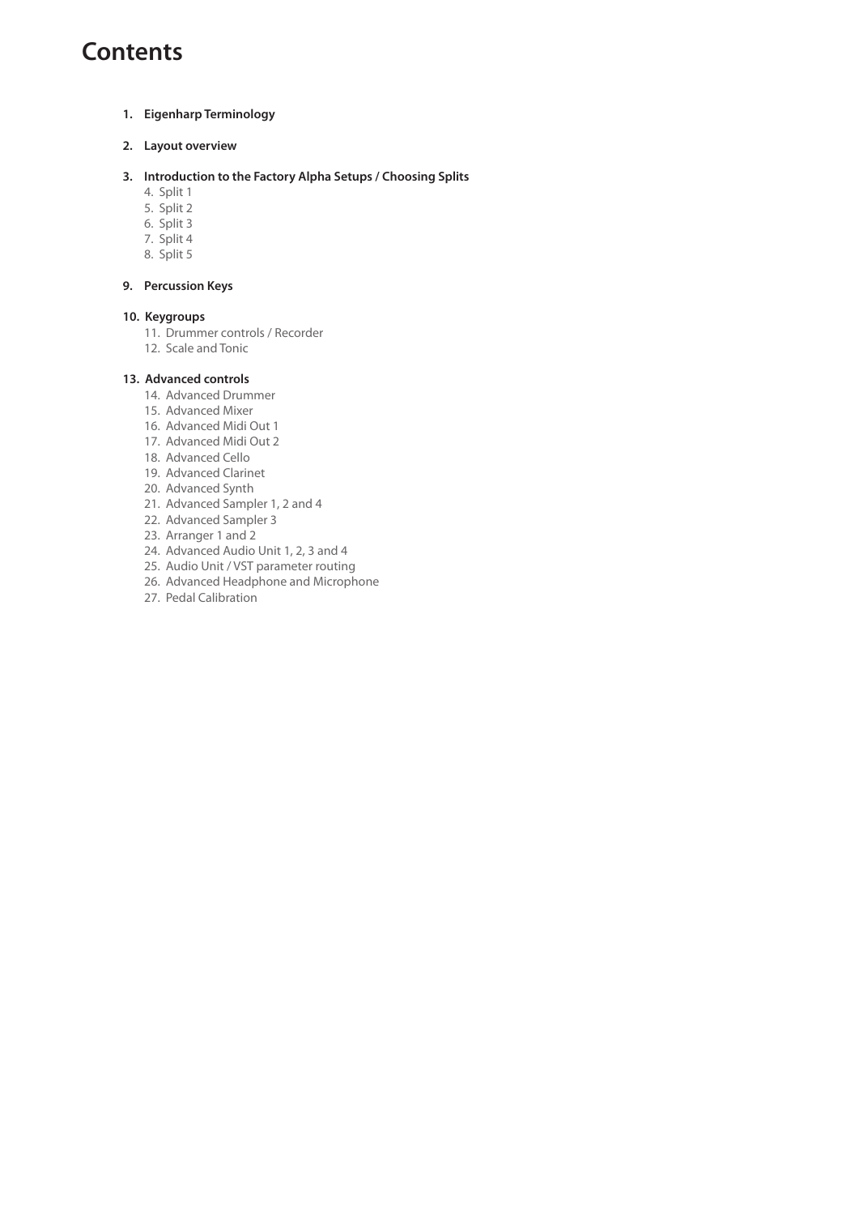# Contents

1. **Eigenharp Terminology**

2. **Layout overview**

3. **Introduction to the Factory Alpha Setups / Choosing Splits**
   4. Split 1
   5. Split 2
   6. Split 3
   7. Split 4
   8. Split 5

9. **Percussion Keys**

10. **Keygroups**
    11. Drummer controls / Recorder
    12. Scale and Tonic

13. **Advanced controls**
    14. Advanced Drummer
    15. Advanced Mixer
    16. Advanced Midi Out 1
    17. Advanced Midi Out 2
    18. Advanced Cello
    19. Advanced Clarinet
    20. Advanced Synth
    21. Advanced Sampler 1, 2 and 4
    22. Advanced Sampler 3
    23. Arranger 1 and 2
    24. Advanced Audio Unit 1, 2, 3 and 4
    25. Audio Unit / VST parameter routing
    26. Advanced Headphone and Microphone
    27. Pedal Calibration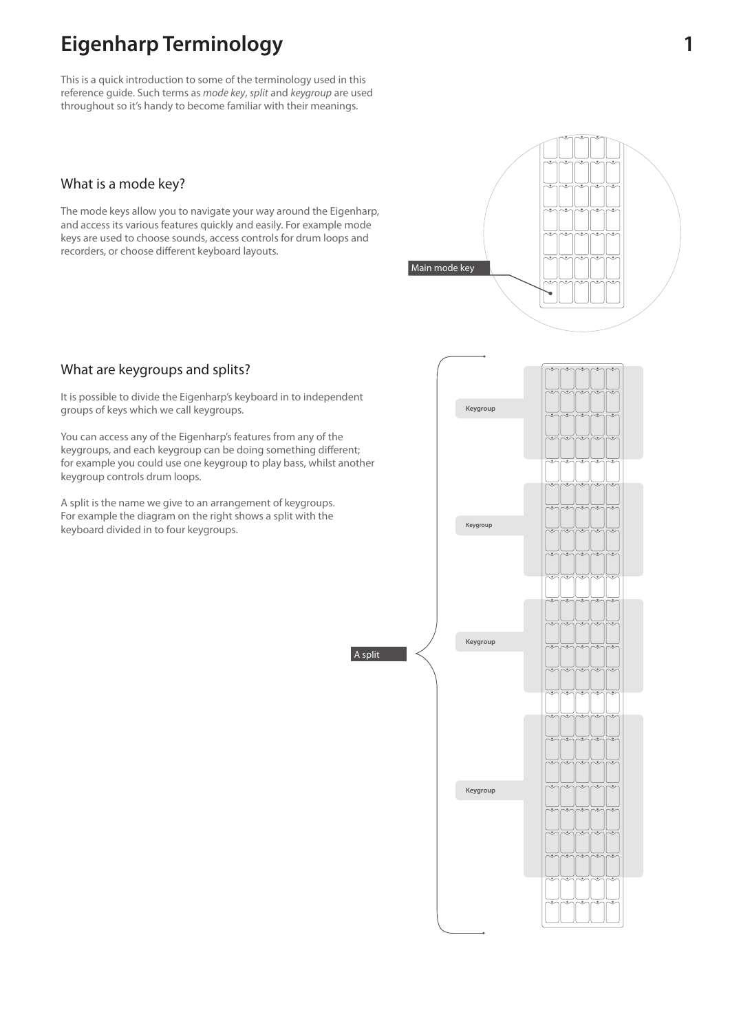# Eigenharp Terminology

This is a quick introduction to some of the terminology used in this reference guide. Such terms as *mode key*, *split* and *keygroup* are used throughout so it's handy to become familiar with their meanings.

## What is a mode key?

The mode keys allow you to navigate your way around the Eigenharp, and access its various features quickly and easily. For example mode keys are used to choose sounds, access controls for drum loops and recorders, or choose different keyboard layouts.

Main mode key

## What are keygroups and splits?

It is possible to divide the Eigenharp's keyboard in to independent groups of keys which we call keygroups.

You can access any of the Eigenharp's features from any of the keygroups, and each keygroup can be doing something different; for example you could use one keygroup to play bass, whilst another keygroup controls drum loops.

A split is the name we give to an arrangement of keygroups. For example the diagram on the right shows a split with the keyboard divided in to four keygroups.

A split

Keygroup

Keygroup

Keygroup

Keygroup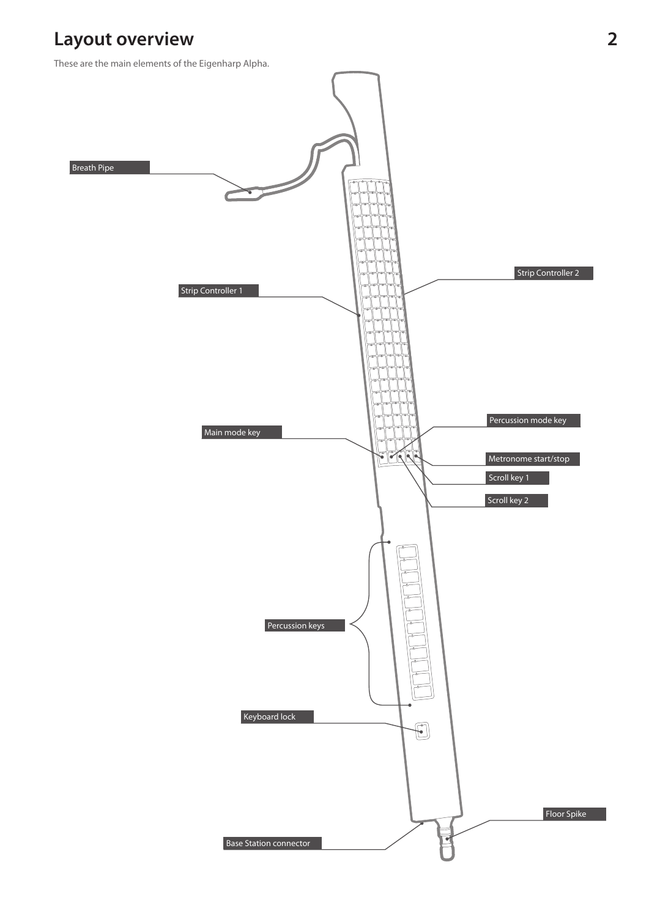# Layout overview

These are the main elements of the Eigenharp Alpha.

Breath Pipe

Strip Controller 2

Strip Controller 1

Percussion mode key

Main mode key

Metronome start/stop

Scroll key 1

Scroll key 2

Percussion keys

Keyboard lock

Floor Spike

Base Station connector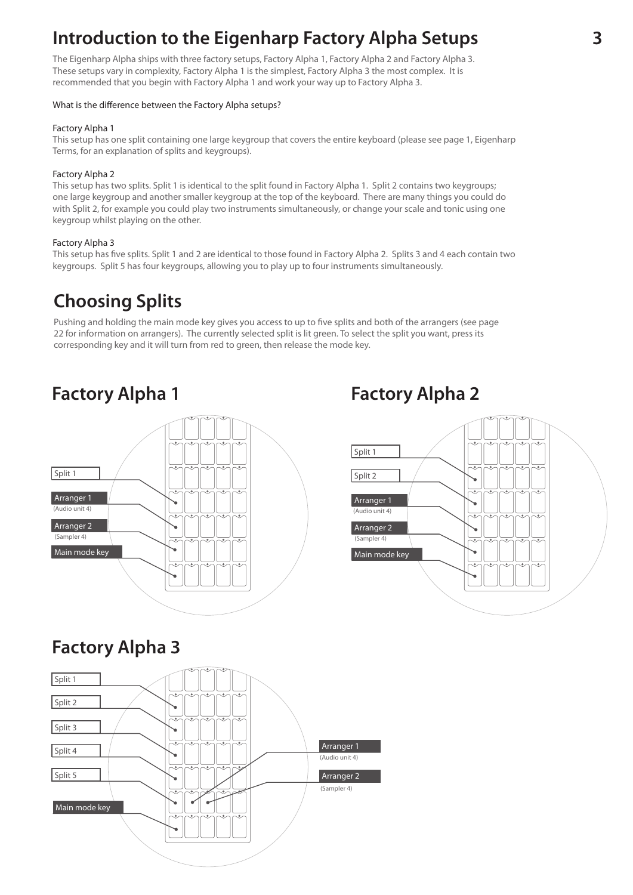# Introduction to the Eigenharp Factory Alpha Setups

The Eigenharp Alpha ships with three factory setups, Factory Alpha 1, Factory Alpha 2 and Factory Alpha 3. These setups vary in complexity, Factory Alpha 1 is the simplest, Factory Alpha 3 the most complex. It is recommended that you begin with Factory Alpha 1 and work your way up to Factory Alpha 3.

What is the difference between the Factory Alpha setups?

Factory Alpha 1
This setup has one split containing one large keygroup that covers the entire keyboard (please see page 1, Eigenharp Terms, for an explanation of splits and keygroups).

Factory Alpha 2
This setup has two splits. Split 1 is identical to the split found in Factory Alpha 1. Split 2 contains two keygroups; one large keygroup and another smaller keygroup at the top of the keyboard. There are many things you could do with Split 2, for example you could play two instruments simultaneously, or change your scale and tonic using one keygroup whilst playing on the other.

Factory Alpha 3
This setup has five splits. Split 1 and 2 are identical to those found in Factory Alpha 2. Splits 3 and 4 each contain two keygroups. Split 5 has four keygroups, allowing you to play up to four instruments simultaneously.

# Choosing Splits

Pushing and holding the main mode key gives you access to up to five splits and both of the arrangers (see page 22 for information on arrangers). The currently selected split is lit green. To select the split you want, press its corresponding key and it will turn from red to green, then release the mode key.

## Factory Alpha 1

Split 1
Arranger 1 (Audio unit 4)
Arranger 2 (Sampler 4)
Main mode key

## Factory Alpha 2

Split 1
Split 2
Arranger 1 (Audio unit 4)
Arranger 2 (Sampler 4)
Main mode key

## Factory Alpha 3

Split 1
Split 2
Split 3
Split 4
Split 5
Main mode key
Arranger 1 (Audio unit 4)
Arranger 2 (Sampler 4)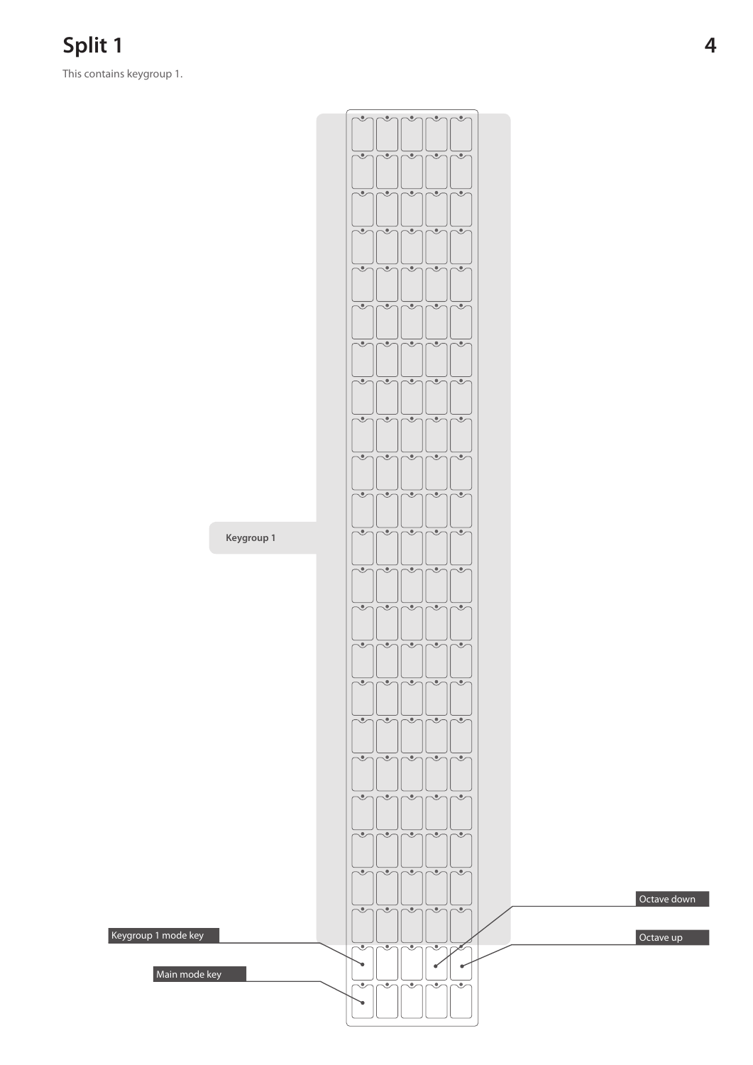# Split 1

This contains keygroup 1.

Keygroup 1

Octave down

Keygroup 1 mode key

Octave up

Main mode key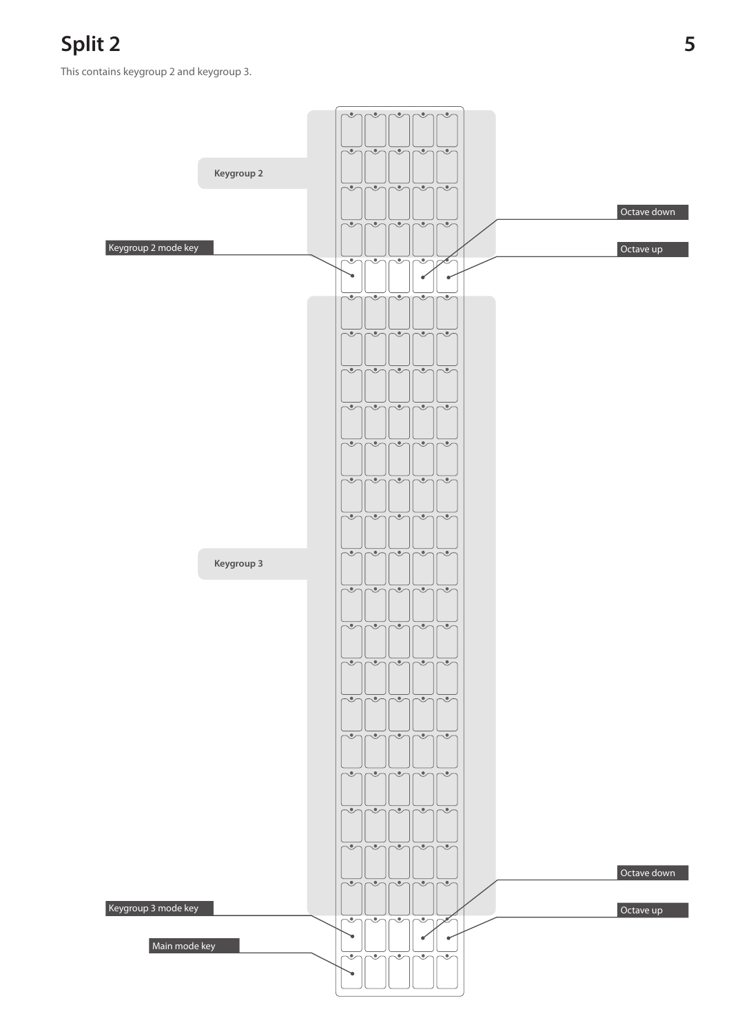# Split 2

This contains keygroup 2 and keygroup 3.

Keygroup 2

Keygroup 2 mode key

Octave down

Octave up

Keygroup 3

Keygroup 3 mode key

Main mode key

Octave down

Octave up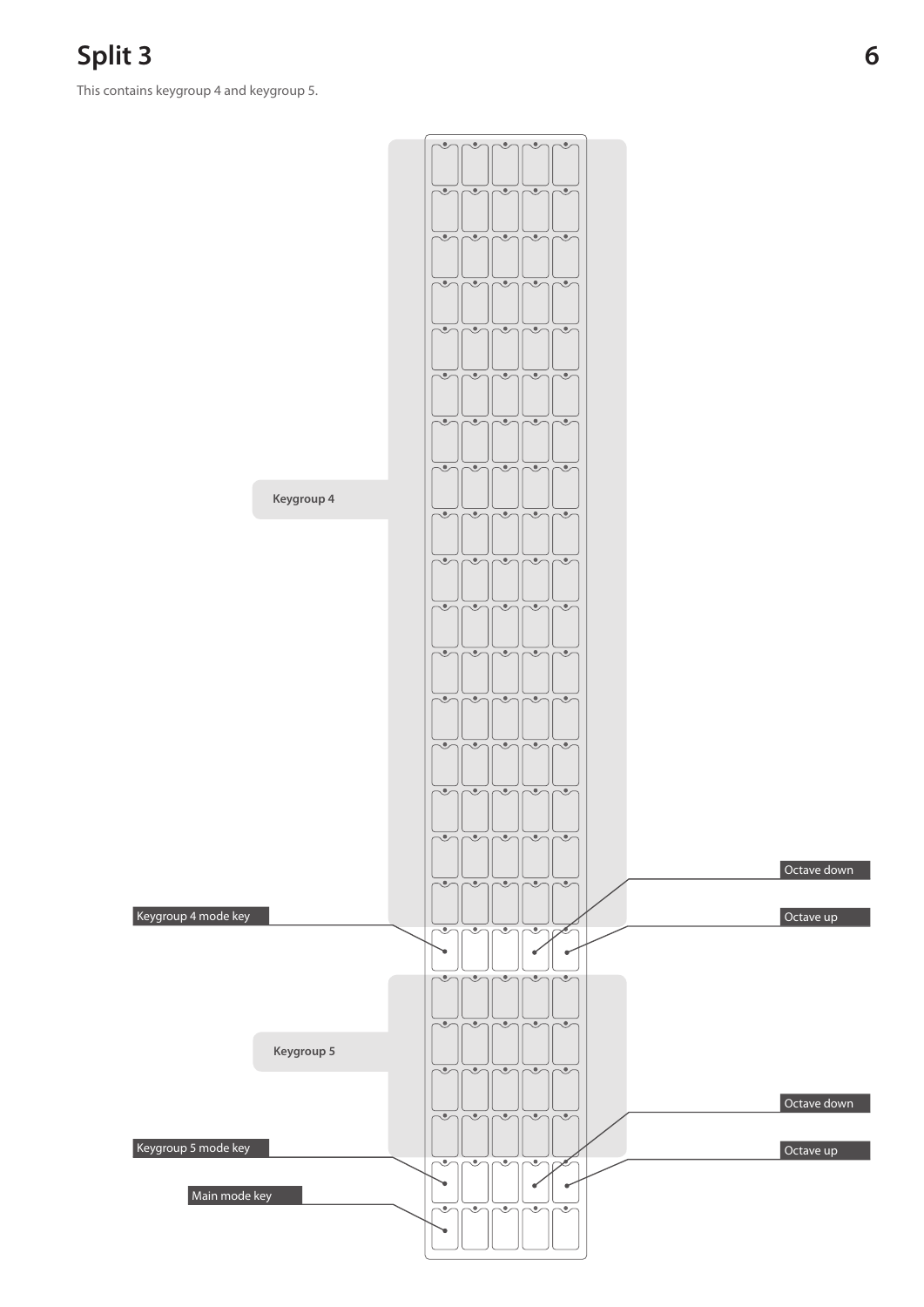# Split 3

This contains keygroup 4 and keygroup 5.

Keygroup 4

Keygroup 4 mode key

Octave down

Octave up

Keygroup 5

Keygroup 5 mode key

Octave down

Octave up

Main mode key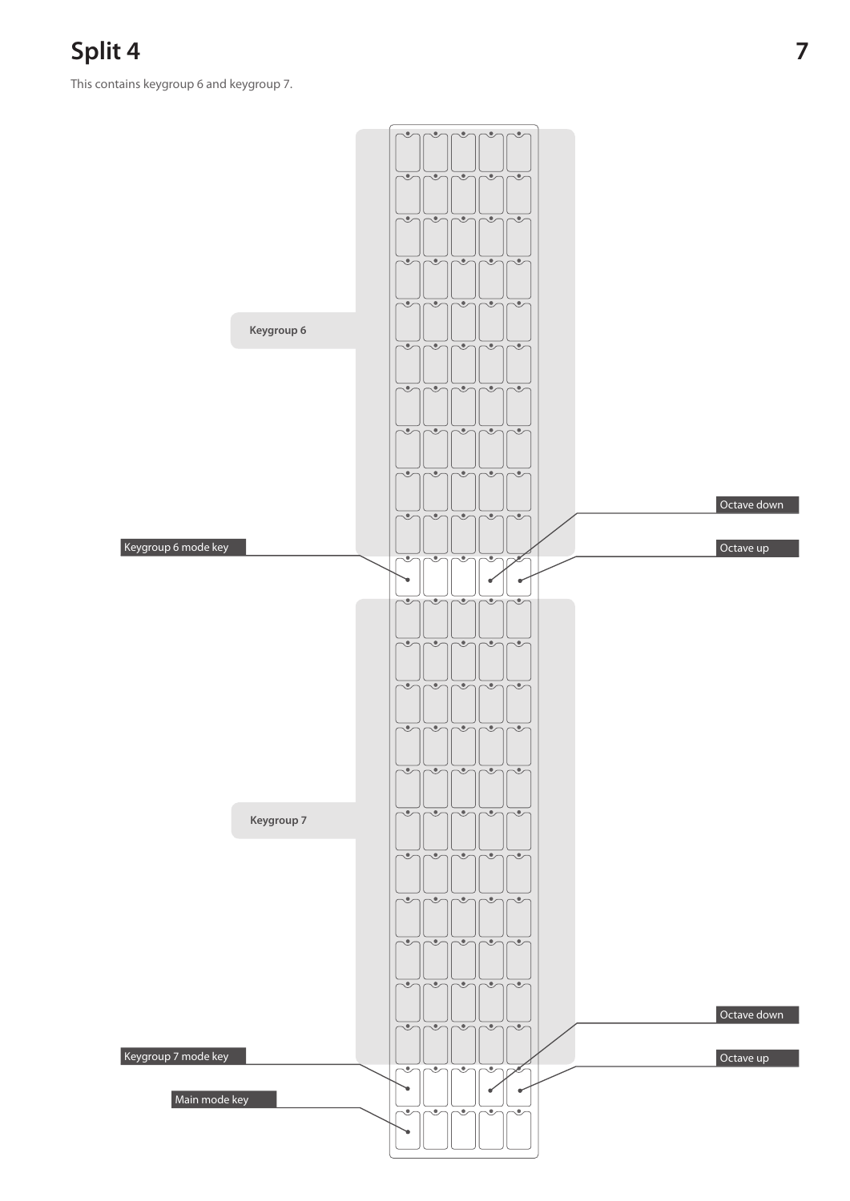# Split 4

This contains keygroup 6 and keygroup 7.

Keygroup 6

Keygroup 6 mode key

Octave down

Octave up

Keygroup 7

Keygroup 7 mode key

Main mode key

Octave down

Octave up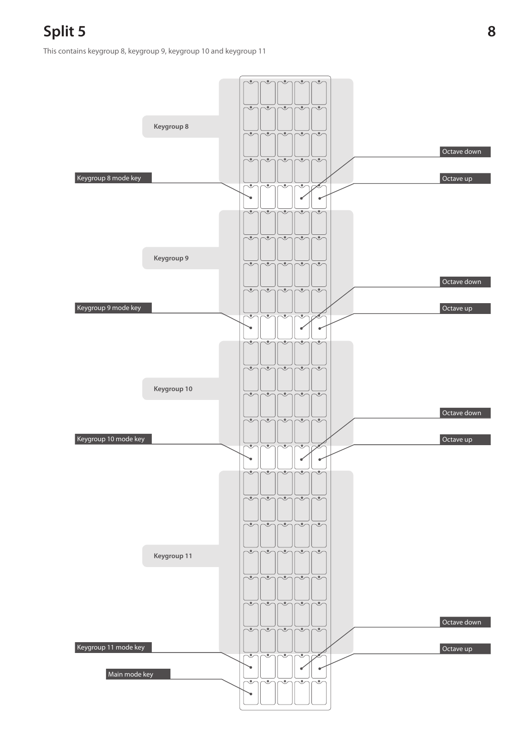# Split 5

This contains keygroup 8, keygroup 9, keygroup 10 and keygroup 11

Keygroup 8

Keygroup 8 mode key

Octave down

Octave up

Keygroup 9

Keygroup 9 mode key

Octave down

Octave up

Keygroup 10

Keygroup 10 mode key

Octave down

Octave up

Keygroup 11

Keygroup 11 mode key

Main mode key

Octave down

Octave up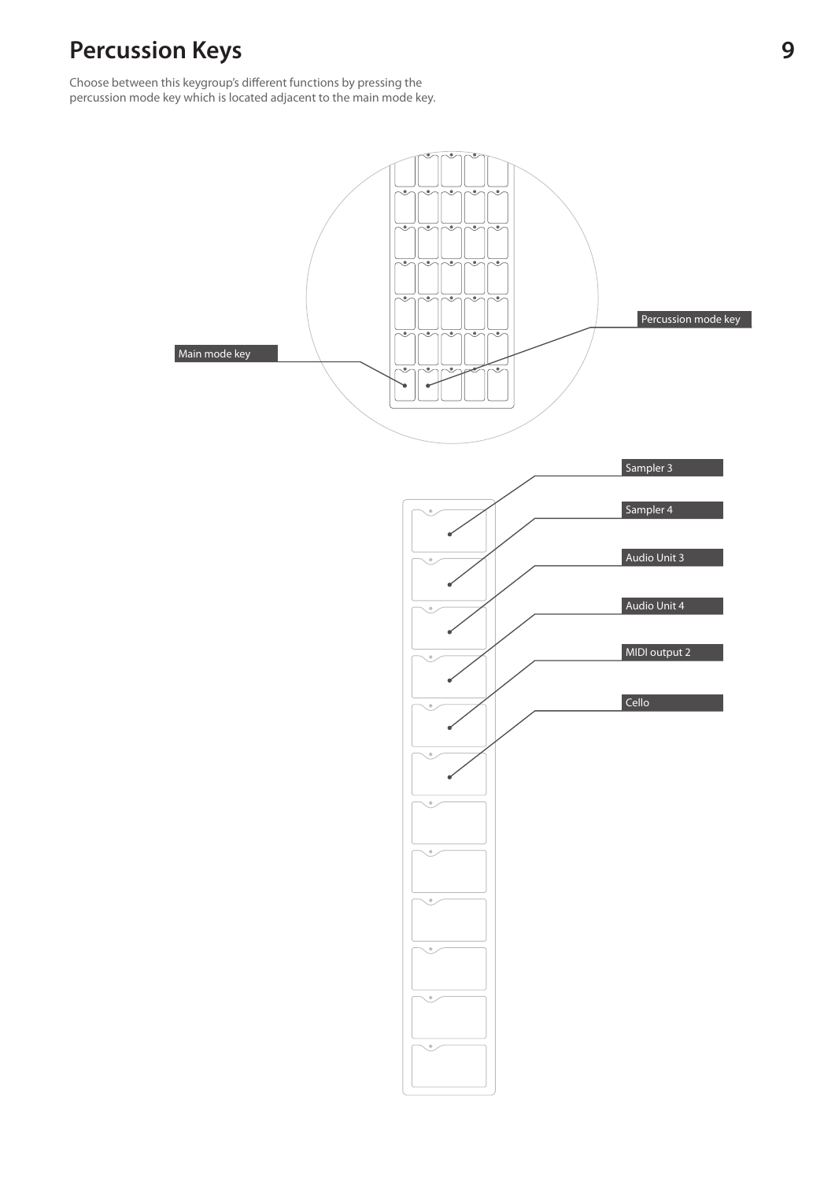# Percussion Keys

Choose between this keygroup's different functions by pressing the percussion mode key which is located adjacent to the main mode key.

Main mode key

Percussion mode key

Sampler 3

Sampler 4

Audio Unit 3

Audio Unit 4

MIDI output 2

Cello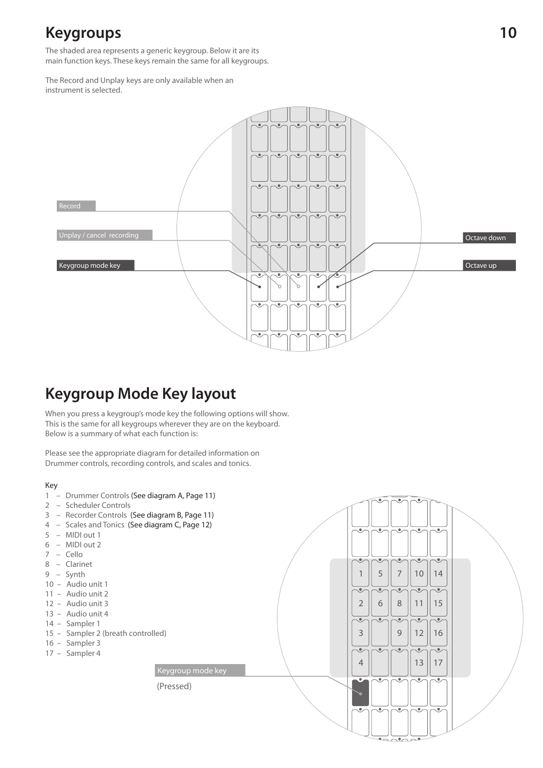# Keygroups

The shaded area represents a generic keygroup. Below it are its main function keys. These keys remain the same for all keygroups.

The Record and Unplay keys are only available when an instrument is selected.

Record

Unplay / cancel recording

Keygroup mode key

Octave down

Octave up

# Keygroup Mode Key layout

When you press a keygroup's mode key the following options will show. This is the same for all keygroups wherever they are on the keyboard. Below is a summary of what each function is:

Please see the appropriate diagram for detailed information on Drummer controls, recording controls, and scales and tonics.

Key

1 – Drummer Controls (See diagram A, Page 11)
2 – Scheduler Controls
3 – Recorder Controls (See diagram B, Page 11)
4 – Scales and Tonics (See diagram C, Page 12)
5 – MIDI out 1
6 – MIDI out 2
7 – Cello
8 – Clarinet
9 – Synth
10 – Audio unit 1
11 – Audio unit 2
12 – Audio unit 3
13 – Audio unit 4
14 – Sampler 1
15 – Sampler 2 (breath controlled)
16 – Sampler 3
17 – Sampler 4

Keygroup mode key

(Pressed)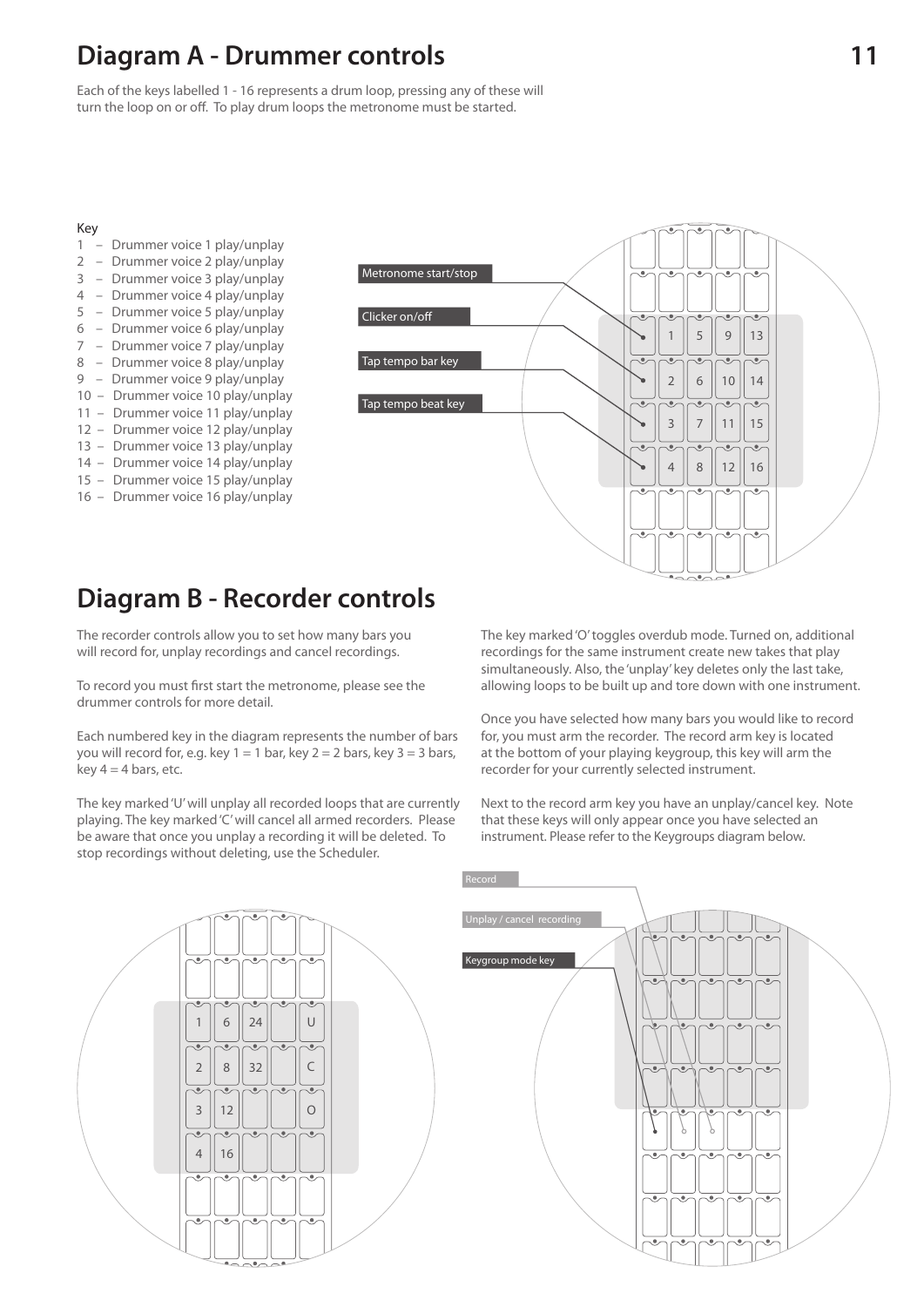## Diagram A - Drummer controls

Each of the keys labelled 1 - 16 represents a drum loop, pressing any of these will turn the loop on or off. To play drum loops the metronome must be started.

Key
1 – Drummer voice 1 play/unplay
2 – Drummer voice 2 play/unplay
3 – Drummer voice 3 play/unplay
4 – Drummer voice 4 play/unplay
5 – Drummer voice 5 play/unplay
6 – Drummer voice 6 play/unplay
7 – Drummer voice 7 play/unplay
8 – Drummer voice 8 play/unplay
9 – Drummer voice 9 play/unplay
10 – Drummer voice 10 play/unplay
11 – Drummer voice 11 play/unplay
12 – Drummer voice 12 play/unplay
13 – Drummer voice 13 play/unplay
14 – Drummer voice 14 play/unplay
15 – Drummer voice 15 play/unplay
16 – Drummer voice 16 play/unplay

Metronome start/stop

Clicker on/off

Tap tempo bar key

Tap tempo beat key

## Diagram B - Recorder controls

The recorder controls allow you to set how many bars you will record for, unplay recordings and cancel recordings.

To record you must first start the metronome, please see the drummer controls for more detail.

Each numbered key in the diagram represents the number of bars you will record for, e.g. key 1 = 1 bar, key 2 = 2 bars, key 3 = 3 bars, key 4 = 4 bars, etc.

The key marked 'U' will unplay all recorded loops that are currently playing. The key marked 'C' will cancel all armed recorders. Please be aware that once you unplay a recording it will be deleted. To stop recordings without deleting, use the Scheduler.

The key marked 'O' toggles overdub mode. Turned on, additional recordings for the same instrument create new takes that play simultaneously. Also, the 'unplay' key deletes only the last take, allowing loops to be built up and tore down with one instrument.

Once you have selected how many bars you would like to record for, you must arm the recorder. The record arm key is located at the bottom of your playing keygroup, this key will arm the recorder for your currently selected instrument.

Next to the record arm key you have an unplay/cancel key. Note that these keys will only appear once you have selected an instrument. Please refer to the Keygroups diagram below.

Record

Unplay / cancel recording

Keygroup mode key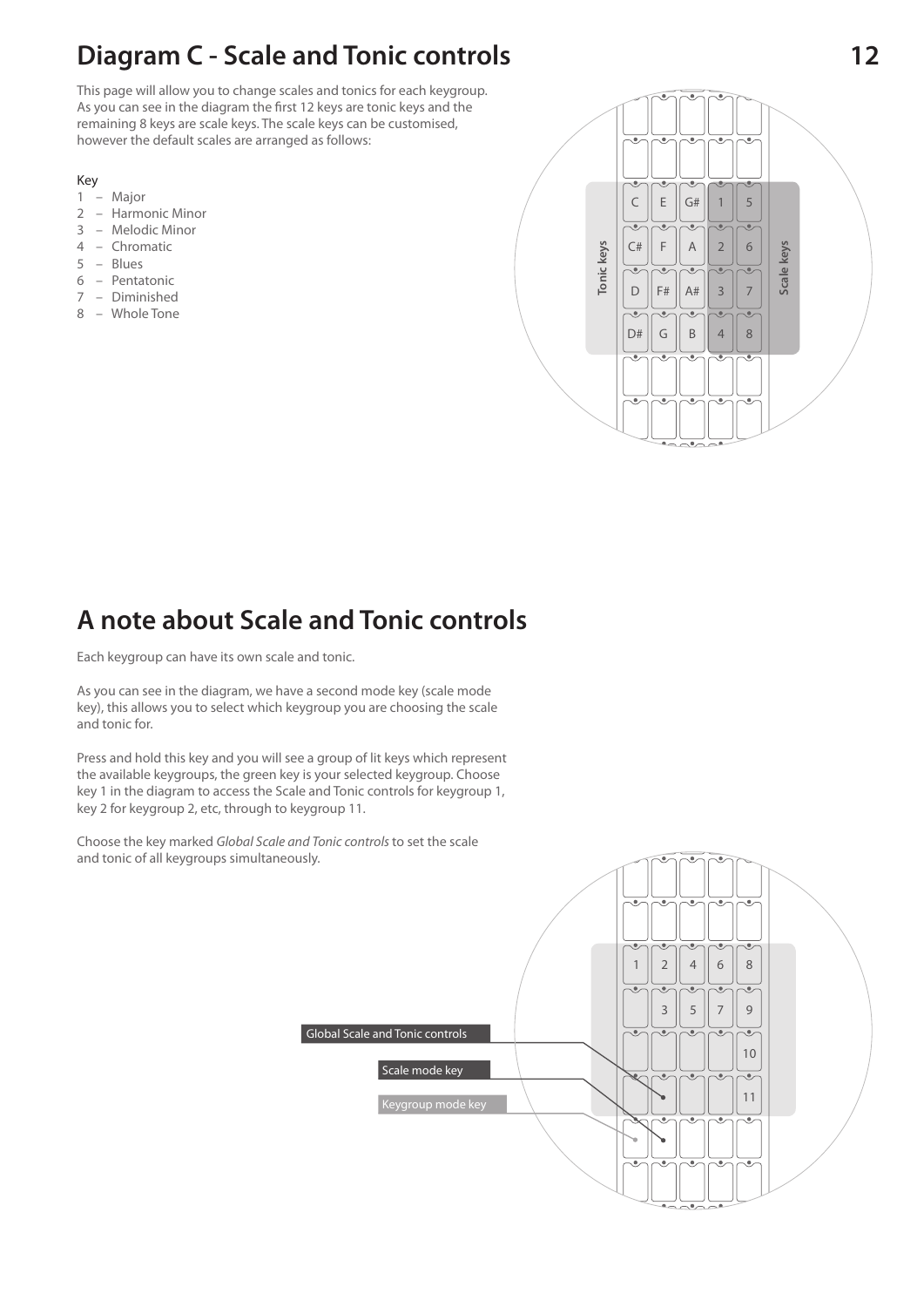## Diagram C - Scale and Tonic controls

This page will allow you to change scales and tonics for each keygroup. As you can see in the diagram the first 12 keys are tonic keys and the remaining 8 keys are scale keys. The scale keys can be customised, however the default scales are arranged as follows:

Key

1 – Major
2 – Harmonic Minor
3 – Melodic Minor
4 – Chromatic
5 – Blues
6 – Pentatonic
7 – Diminished
8 – Whole Tone

| Tonic keys | | | Scale keys | |
|---|---|---|---|---|
| C | E | G# | 1 | 5 |
| C# | F | A | 2 | 6 |
| D | F# | A# | 3 | 7 |
| D# | G | B | 4 | 8 |

## A note about Scale and Tonic controls

Each keygroup can have its own scale and tonic.

As you can see in the diagram, we have a second mode key (scale mode key), this allows you to select which keygroup you are choosing the scale and tonic for.

Press and hold this key and you will see a group of lit keys which represent the available keygroups, the green key is your selected keygroup. Choose key 1 in the diagram to access the Scale and Tonic controls for keygroup 1, key 2 for keygroup 2, etc, through to keygroup 11.

Choose the key marked *Global Scale and Tonic controls* to set the scale and tonic of all keygroups simultaneously.

Global Scale and Tonic controls

Scale mode key

Keygroup mode key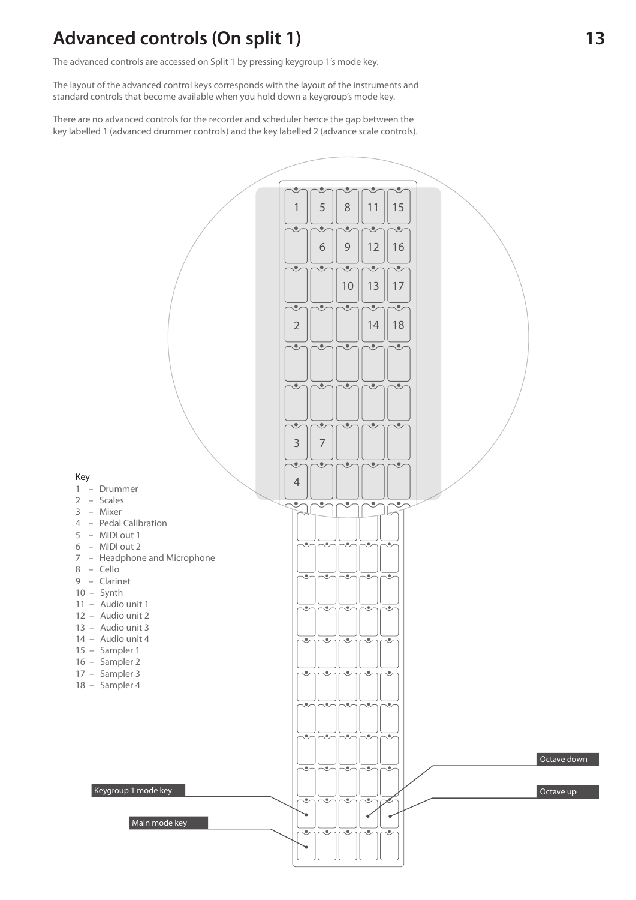# Advanced controls (On split 1)

The advanced controls are accessed on Split 1 by pressing keygroup 1's mode key.

The layout of the advanced control keys corresponds with the layout of the instruments and standard controls that become available when you hold down a keygroup's mode key.

There are no advanced controls for the recorder and scheduler hence the gap between the key labelled 1 (advanced drummer controls) and the key labelled 2 (advance scale controls).

Key

1 – Drummer
2 – Scales
3 – Mixer
4 – Pedal Calibration
5 – MIDI out 1
6 – MIDI out 2
7 – Headphone and Microphone
8 – Cello
9 – Clarinet
10 – Synth
11 – Audio unit 1
12 – Audio unit 2
13 – Audio unit 3
14 – Audio unit 4
15 – Sampler 1
16 – Sampler 2
17 – Sampler 3
18 – Sampler 4

Keygroup 1 mode key

Main mode key

Octave down

Octave up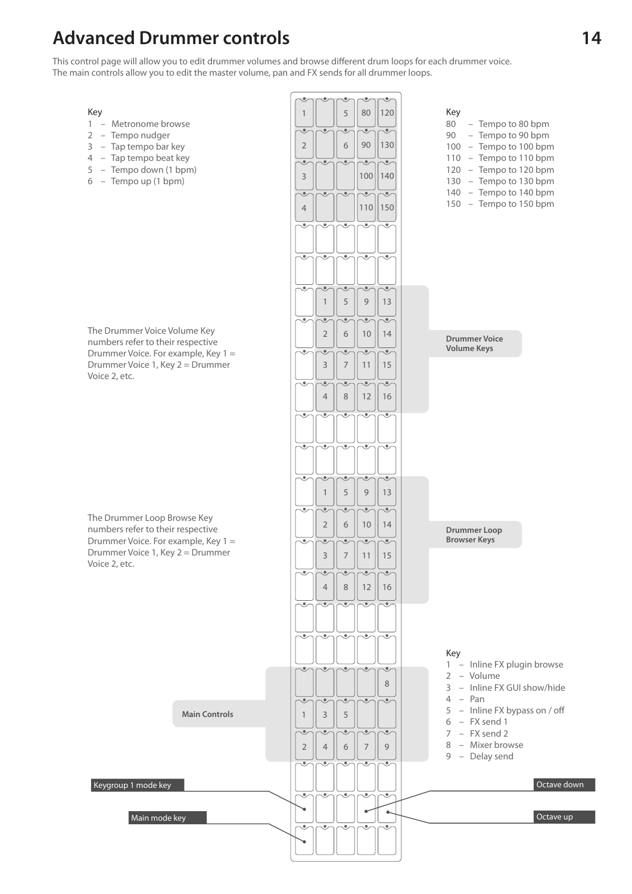# Advanced Drummer controls

This control page will allow you to edit drummer volumes and browse different drum loops for each drummer voice.
The main controls allow you to edit the master volume, pan and FX sends for all drummer loops.

Key
1 – Metronome browse
2 – Tempo nudger
3 – Tap tempo bar key
4 – Tap tempo beat key
5 – Tempo down (1 bpm)
6 – Tempo up (1 bpm)

Key
80 – Tempo to 80 bpm
90 – Tempo to 90 bpm
100 – Tempo to 100 bpm
110 – Tempo to 110 bpm
120 – Tempo to 120 bpm
130 – Tempo to 130 bpm
140 – Tempo to 140 bpm
150 – Tempo to 150 bpm

| 1 | | 5 | 80 | 120 |
|---|---|---|---|---|
| 2 | | 6 | 90 | 130 |
| 3 | | | 100 | 140 |
| 4 | | | 110 | 150 |

**Drummer Voice Volume Keys**

The Drummer Voice Volume Key numbers refer to their respective Drummer Voice. For example, Key 1 = Drummer Voice 1, Key 2 = Drummer Voice 2, etc.

| | 1 | 5 | 9 | 13 |
|---|---|---|---|---|
| | 2 | 6 | 10 | 14 |
| | 3 | 7 | 11 | 15 |
| | 4 | 8 | 12 | 16 |

**Drummer Loop Browser Keys**

The Drummer Loop Browse Key numbers refer to their respective Drummer Voice. For example, Key 1 = Drummer Voice 1, Key 2 = Drummer Voice 2, etc.

| | 1 | 5 | 9 | 13 |
|---|---|---|---|---|
| | 2 | 6 | 10 | 14 |
| | 3 | 7 | 11 | 15 |
| | 4 | 8 | 12 | 16 |

**Main Controls**

| | | | | 8 |
|---|---|---|---|---|
| 1 | 3 | 5 | | |
| 2 | 4 | 6 | 7 | 9 |

Key
1 – Inline FX plugin browse
2 – Volume
3 – Inline FX GUI show/hide
4 – Pan
5 – Inline FX bypass on / off
6 – FX send 1
7 – FX send 2
8 – Mixer browse
9 – Delay send

Keygroup 1 mode key

Main mode key

Octave down

Octave up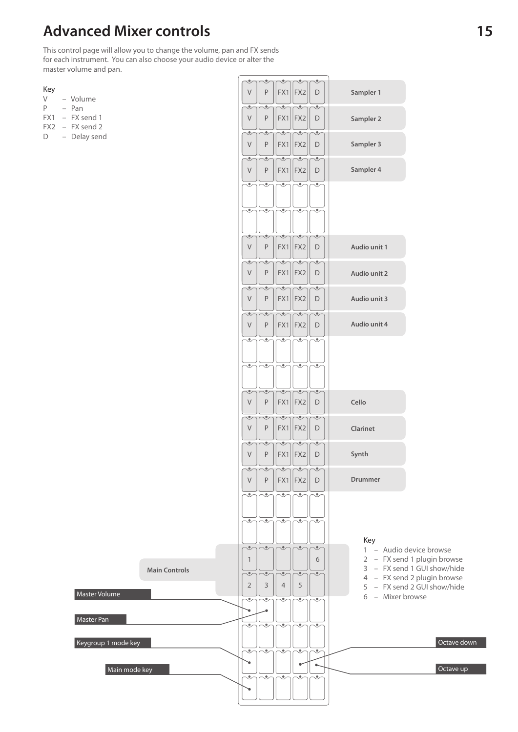# Advanced Mixer controls

This control page will allow you to change the volume, pan and FX sends for each instrument. You can also choose your audio device or alter the master volume and pan.

Key
V – Volume
P – Pan
FX1 – FX send 1
FX2 – FX send 2
D – Delay send

| | | | | | |
|---|---|---|---|---|---|
| V | P | FX1 | FX2 | D | Sampler 1 |
| V | P | FX1 | FX2 | D | Sampler 2 |
| V | P | FX1 | FX2 | D | Sampler 3 |
| V | P | FX1 | FX2 | D | Sampler 4 |
| | | | | | |
| | | | | | |
| V | P | FX1 | FX2 | D | Audio unit 1 |
| V | P | FX1 | FX2 | D | Audio unit 2 |
| V | P | FX1 | FX2 | D | Audio unit 3 |
| V | P | FX1 | FX2 | D | Audio unit 4 |
| | | | | | |
| | | | | | |
| V | P | FX1 | FX2 | D | Cello |
| V | P | FX1 | FX2 | D | Clarinet |
| V | P | FX1 | FX2 | D | Synth |
| V | P | FX1 | FX2 | D | Drummer |
| | | | | | |
| | | | | | |
| 1 | | | | 6 | Main Controls |
| 2 | 3 | 4 | 5 | | Main Controls |
| Master Volume | Master Pan | | | | |
| | | | | | |
| Keygroup 1 mode key | | | Octave down | Octave up | |
| Main mode key | | | | | |

Key
1 – Audio device browse
2 – FX send 1 plugin browse
3 – FX send 1 GUI show/hide
4 – FX send 2 plugin browse
5 – FX send 2 GUI show/hide
6 – Mixer browse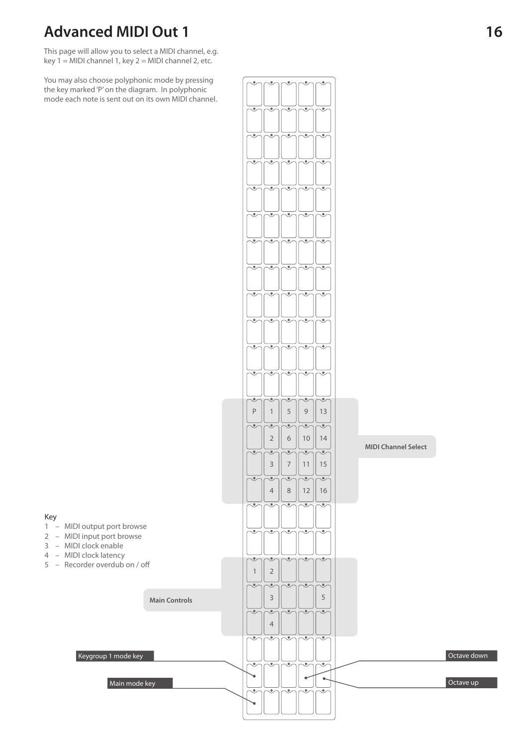# Advanced MIDI Out 1

This page will allow you to select a MIDI channel, e.g. key 1 = MIDI channel 1, key 2 = MIDI channel 2, etc.

You may also choose polyphonic mode by pressing the key marked 'P' on the diagram. In polyphonic mode each note is sent out on its own MIDI channel.

**MIDI Channel Select**

| | | | | |
|---|---|---|---|---|
| P | 1 | 5 | 9 | 13 |
| | 2 | 6 | 10 | 14 |
| | 3 | 7 | 11 | 15 |
| | 4 | 8 | 12 | 16 |

**Main Controls**

| | | | | |
|---|---|---|---|---|
| 1 | 2 | | | |
| | 3 | | | 5 |
| | 4 | | | |

Key

1 – MIDI output port browse
2 – MIDI input port browse
3 – MIDI clock enable
4 – MIDI clock latency
5 – Recorder overdub on / off

Keygroup 1 mode key

Main mode key

Octave down

Octave up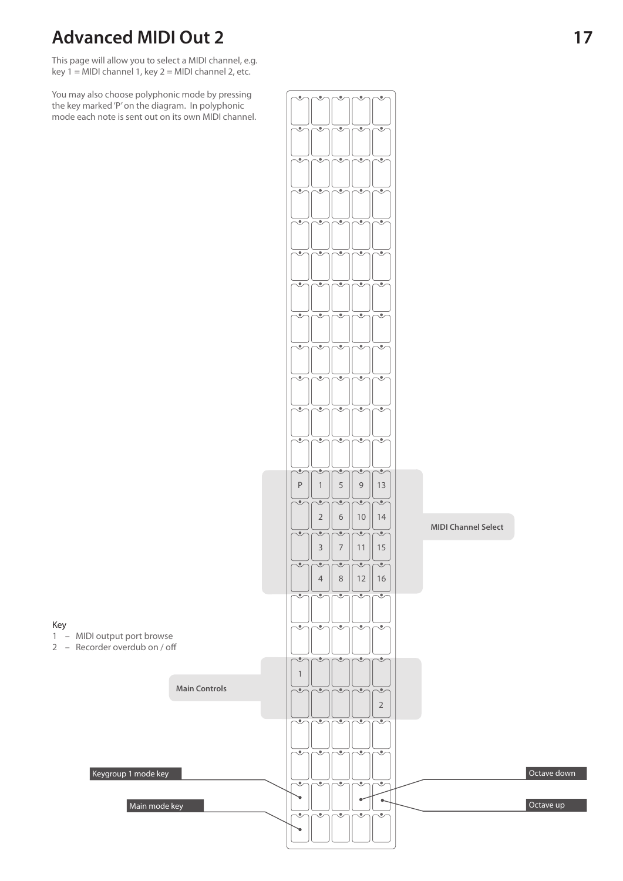# Advanced MIDI Out 2

This page will allow you to select a MIDI channel, e.g. key 1 = MIDI channel 1, key 2 = MIDI channel 2, etc.

You may also choose polyphonic mode by pressing the key marked 'P' on the diagram. In polyphonic mode each note is sent out on its own MIDI channel.

**MIDI Channel Select**

| P | 1 | 5 | 9 | 13 |
|---|---|---|---|---|
|  | 2 | 6 | 10 | 14 |
|  | 3 | 7 | 11 | 15 |
|  | 4 | 8 | 12 | 16 |

**Main Controls**

Key
1 – MIDI output port browse
2 – Recorder overdub on / off

Keygroup 1 mode key

Main mode key

Octave down

Octave up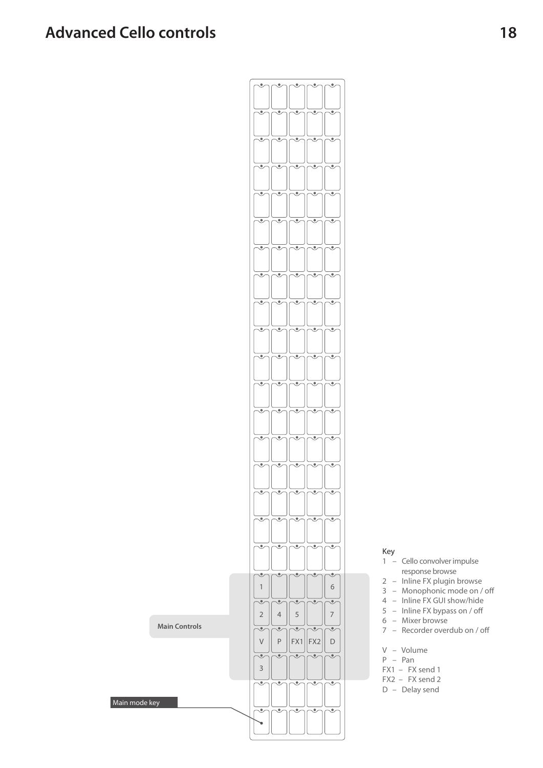# Advanced Cello controls

Main Controls

Main mode key

| 1 | | | | 6 |
|---|---|---|---|---|
| 2 | 4 | 5 | | 7 |
| V | P | FX1 | FX2 | D |
| 3 | | | | |

Key

1 – Cello convolver impulse response browse
2 – Inline FX plugin browse
3 – Monophonic mode on / off
4 – Inline FX GUI show/hide
5 – Inline FX bypass on / off
6 – Mixer browse
7 – Recorder overdub on / off

V – Volume
P – Pan
FX1 – FX send 1
FX2 – FX send 2
D – Delay send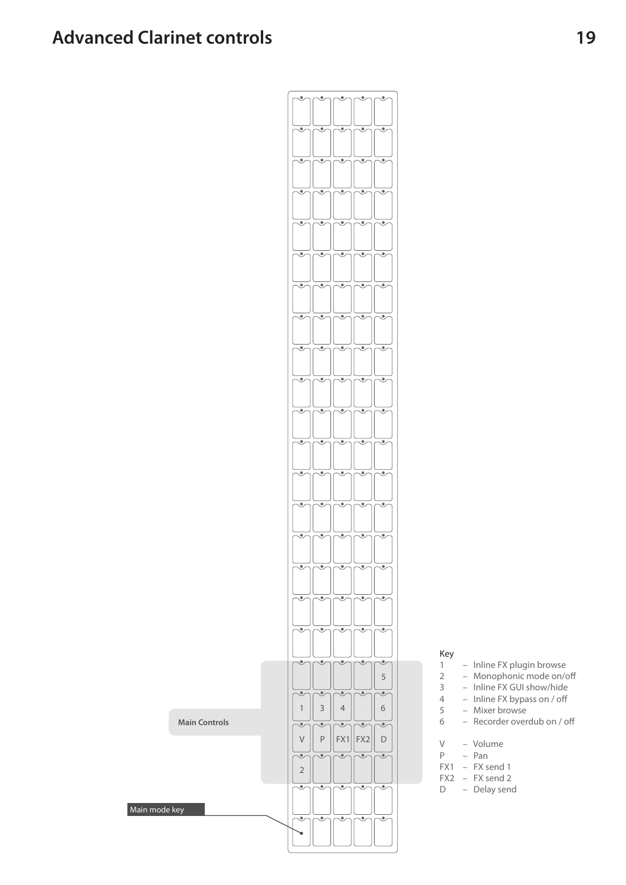# Advanced Clarinet controls

Main Controls

Main mode key

|   |   |   |   |   |
|---|---|---|---|---|
|   |   |   |   | 5 |
| 1 | 3 | 4 |   | 6 |
| V | P | FX1 | FX2 | D |
| 2 |   |   |   |   |

Key

- 1 – Inline FX plugin browse
- 2 – Monophonic mode on/off
- 3 – Inline FX GUI show/hide
- 4 – Inline FX bypass on / off
- 5 – Mixer browse
- 6 – Recorder overdub on / off

- V – Volume
- P – Pan
- FX1 – FX send 1
- FX2 – FX send 2
- D – Delay send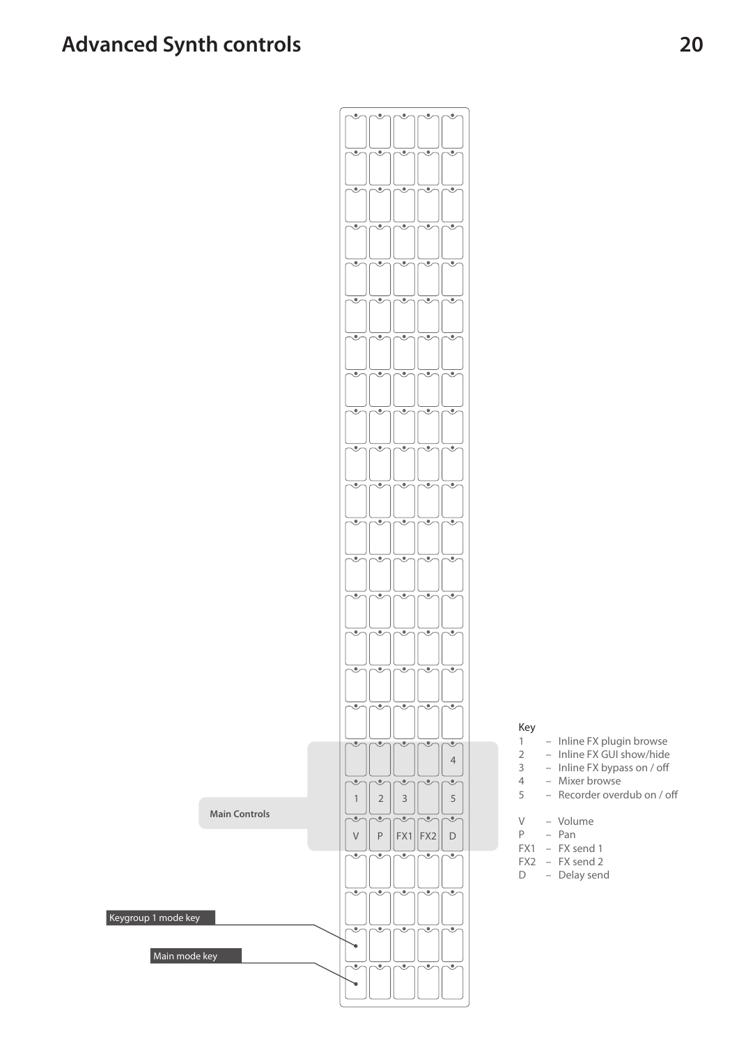# Advanced Synth controls

Main Controls

Keygroup 1 mode key

Main mode key

| | | | | |
|---|---|---|---|---|
| | | | | 4 |
| 1 | 2 | 3 | | 5 |
| V | P | FX1 | FX2 | D |

Key

1 – Inline FX plugin browse
2 – Inline FX GUI show/hide
3 – Inline FX bypass on / off
4 – Mixer browse
5 – Recorder overdub on / off

V – Volume
P – Pan
FX1 – FX send 1
FX2 – FX send 2
D – Delay send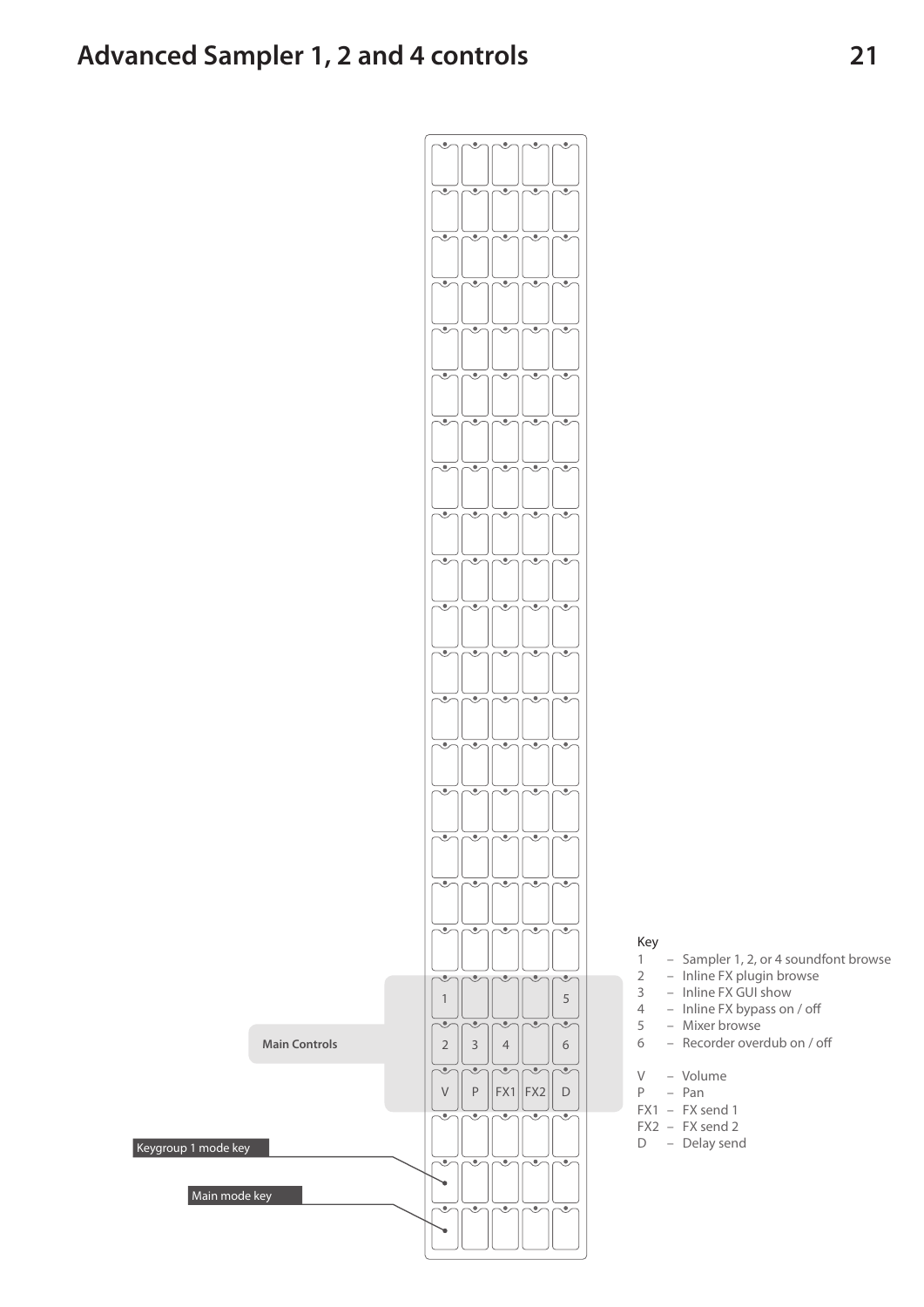# Advanced Sampler 1, 2 and 4 controls

Main Controls

Keygroup 1 mode key

Main mode key

|   |   |   |   |   |
|---|---|---|---|---|
| 1 |   |   |   | 5 |
| 2 | 3 | 4 |   | 6 |
| V | P | FX1 | FX2 | D |

Key

1 – Sampler 1, 2, or 4 soundfont browse
2 – Inline FX plugin browse
3 – Inline FX GUI show
4 – Inline FX bypass on / off
5 – Mixer browse
6 – Recorder overdub on / off

V – Volume
P – Pan
FX1 – FX send 1
FX2 – FX send 2
D – Delay send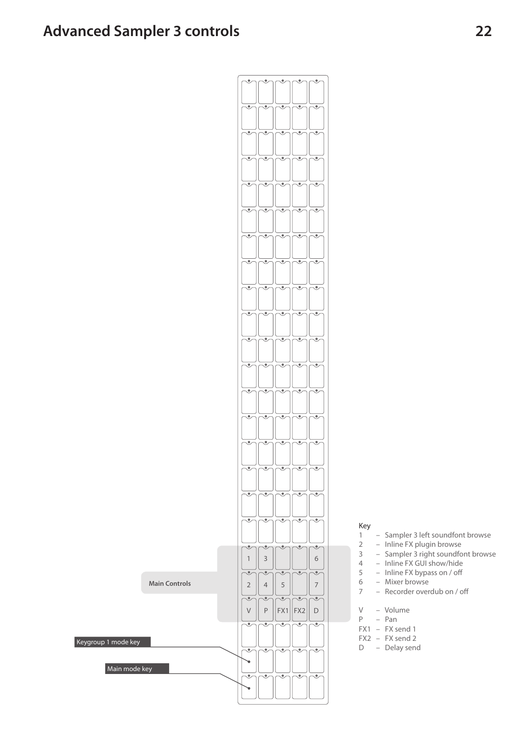# Advanced Sampler 3 controls

Main Controls

| 1 | 3 | | | 6 |
|---|---|---|---|---|
| 2 | 4 | 5 | | 7 |
| V | P | FX1 | FX2 | D |

Keygroup 1 mode key

Main mode key

Key

1 – Sampler 3 left soundfont browse
2 – Inline FX plugin browse
3 – Sampler 3 right soundfont browse
4 – Inline FX GUI show/hide
5 – Inline FX bypass on / off
6 – Mixer browse
7 – Recorder overdub on / off

V – Volume
P – Pan
FX1 – FX send 1
FX2 – FX send 2
D – Delay send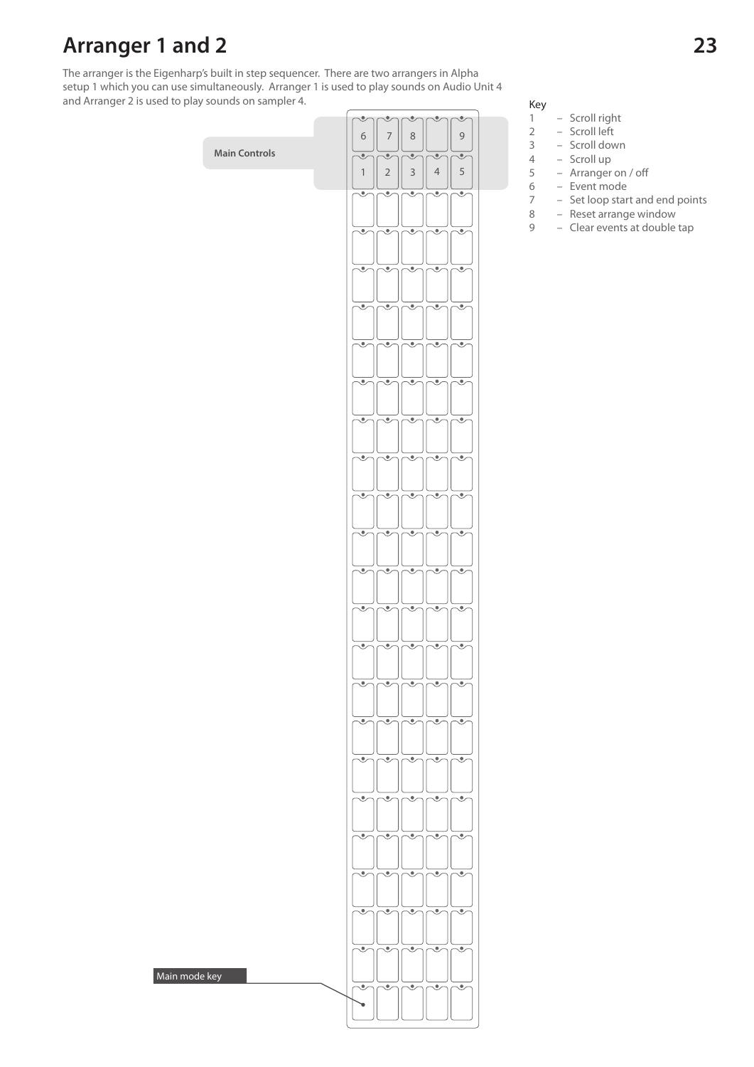# Arranger 1 and 2

The arranger is the Eigenharp's built in step sequencer. There are two arrangers in Alpha setup 1 which you can use simultaneously. Arranger 1 is used to play sounds on Audio Unit 4 and Arranger 2 is used to play sounds on sampler 4.

Main Controls

Main mode key

Key

1 – Scroll right
2 – Scroll left
3 – Scroll down
4 – Scroll up
5 – Arranger on / off
6 – Event mode
7 – Set loop start and end points
8 – Reset arrange window
9 – Clear events at double tap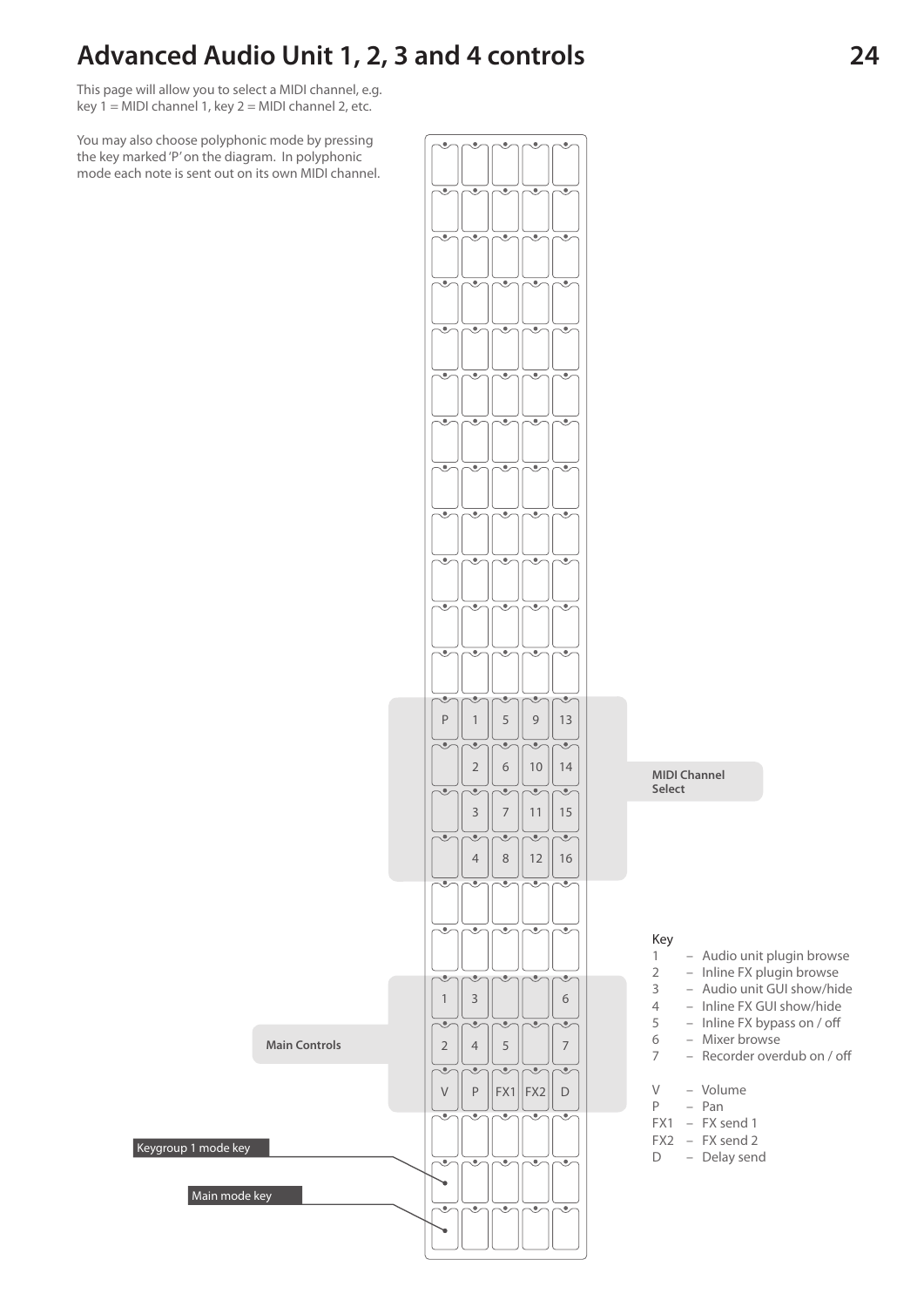# Advanced Audio Unit 1, 2, 3 and 4 controls

This page will allow you to select a MIDI channel, e.g. key 1 = MIDI channel 1, key 2 = MIDI channel 2, etc.

You may also choose polyphonic mode by pressing the key marked 'P' on the diagram. In polyphonic mode each note is sent out on its own MIDI channel.

**MIDI Channel Select**

| P | 1 | 5 | 9 | 13 |
|---|---|---|---|---|
| | 2 | 6 | 10 | 14 |
| | 3 | 7 | 11 | 15 |
| | 4 | 8 | 12 | 16 |

**Main Controls**

| 1 | 3 | | | 6 |
|---|---|---|---|---|
| 2 | 4 | 5 | | 7 |
| V | P | FX1 | FX2 | D |

Keygroup 1 mode key

Main mode key

Key

- 1 – Audio unit plugin browse
- 2 – Inline FX plugin browse
- 3 – Audio unit GUI show/hide
- 4 – Inline FX GUI show/hide
- 5 – Inline FX bypass on / off
- 6 – Mixer browse
- 7 – Recorder overdub on / off

- V – Volume
- P – Pan
- FX1 – FX send 1
- FX2 – FX send 2
- D – Delay send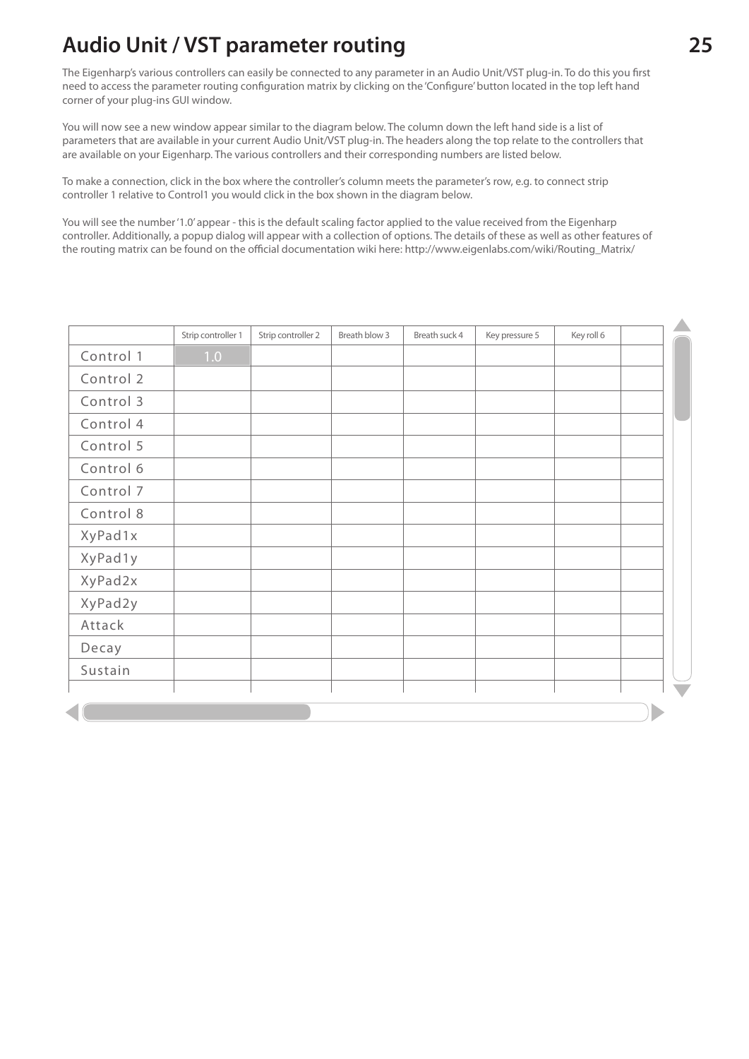# Audio Unit / VST parameter routing

The Eigenharp's various controllers can easily be connected to any parameter in an Audio Unit/VST plug-in. To do this you first need to access the parameter routing configuration matrix by clicking on the 'Configure' button located in the top left hand corner of your plug-ins GUI window.

You will now see a new window appear similar to the diagram below. The column down the left hand side is a list of parameters that are available in your current Audio Unit/VST plug-in. The headers along the top relate to the controllers that are available on your Eigenharp. The various controllers and their corresponding numbers are listed below.

To make a connection, click in the box where the controller's column meets the parameter's row, e.g. to connect strip controller 1 relative to Control1 you would click in the box shown in the diagram below.

You will see the number '1.0' appear - this is the default scaling factor applied to the value received from the Eigenharp controller. Additionally, a popup dialog will appear with a collection of options. The details of these as well as other features of the routing matrix can be found on the official documentation wiki here: http://www.eigenlabs.com/wiki/Routing_Matrix/

| | Strip controller 1 | Strip controller 2 | Breath blow 3 | Breath suck 4 | Key pressure 5 | Key roll 6 | |
|---|---|---|---|---|---|---|---|
| Control 1 | 1.0 | | | | | | |
| Control 2 | | | | | | | |
| Control 3 | | | | | | | |
| Control 4 | | | | | | | |
| Control 5 | | | | | | | |
| Control 6 | | | | | | | |
| Control 7 | | | | | | | |
| Control 8 | | | | | | | |
| XyPad1x | | | | | | | |
| XyPad1y | | | | | | | |
| XyPad2x | | | | | | | |
| XyPad2y | | | | | | | |
| Attack | | | | | | | |
| Decay | | | | | | | |
| Sustain | | | | | | | |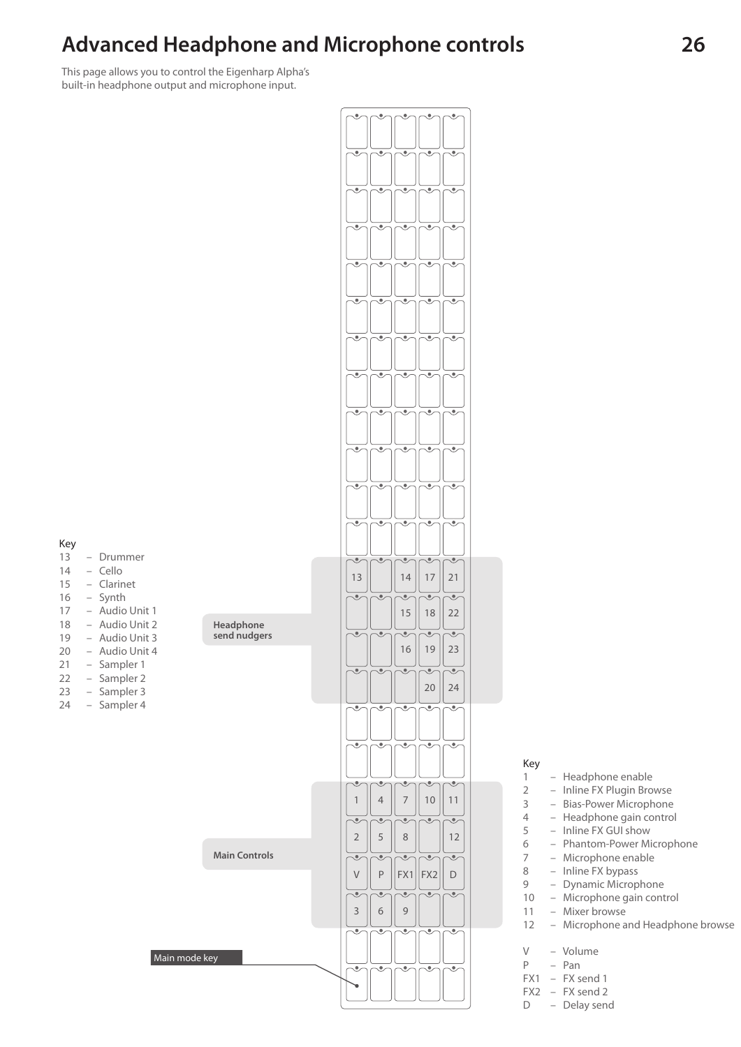# Advanced Headphone and Microphone controls

This page allows you to control the Eigenharp Alpha's built-in headphone output and microphone input.

**Headphone send nudgers**

| | | | | |
|---|---|---|---|---|
| 13 | | 14 | 17 | 21 |
| | | 15 | 18 | 22 |
| | | 16 | 19 | 23 |
| | | | 20 | 24 |

**Main Controls**

| | | | | |
|---|---|---|---|---|
| 1 | 4 | 7 | 10 | 11 |
| 2 | 5 | 8 | | 12 |
| V | P | FX1 | FX2 | D |
| 3 | 6 | 9 | | |

Main mode key

Key
- 13 – Drummer
- 14 – Cello
- 15 – Clarinet
- 16 – Synth
- 17 – Audio Unit 1
- 18 – Audio Unit 2
- 19 – Audio Unit 3
- 20 – Audio Unit 4
- 21 – Sampler 1
- 22 – Sampler 2
- 23 – Sampler 3
- 24 – Sampler 4

Key
- 1 – Headphone enable
- 2 – Inline FX Plugin Browse
- 3 – Bias-Power Microphone
- 4 – Headphone gain control
- 5 – Inline FX GUI show
- 6 – Phantom-Power Microphone
- 7 – Microphone enable
- 8 – Inline FX bypass
- 9 – Dynamic Microphone
- 10 – Microphone gain control
- 11 – Mixer browse
- 12 – Microphone and Headphone browse

- V – Volume
- P – Pan
- FX1 – FX send 1
- FX2 – FX send 2
- D – Delay send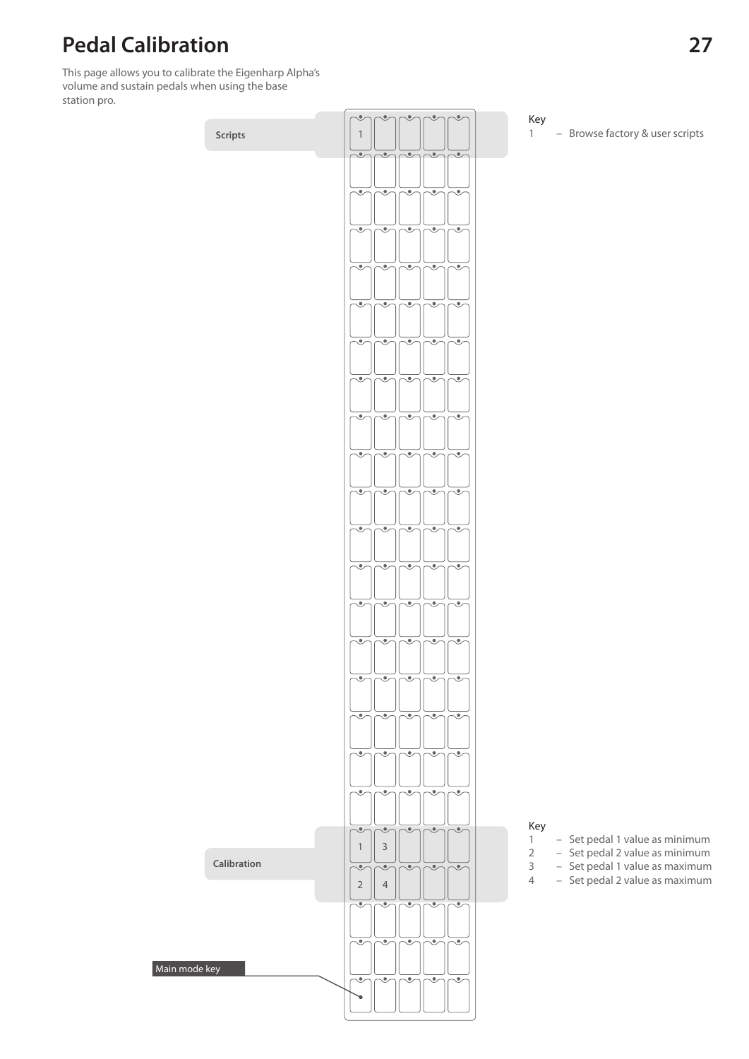# Pedal Calibration

This page allows you to calibrate the Eigenharp Alpha's volume and sustain pedals when using the base station pro.

**Scripts**

Key
1 – Browse factory & user scripts

**Calibration**

Key
1 – Set pedal 1 value as minimum
2 – Set pedal 2 value as minimum
3 – Set pedal 1 value as maximum
4 – Set pedal 2 value as maximum

Main mode key